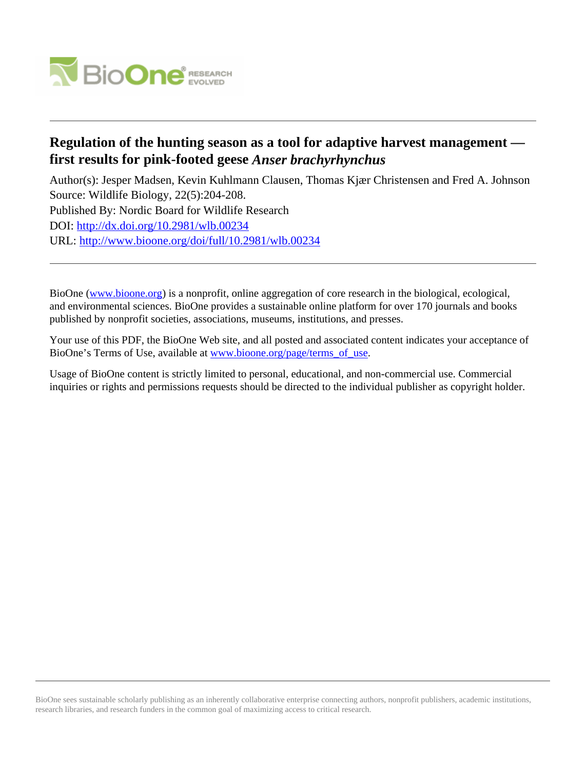# Regulation of the hunting season as a tool for adaptive harvest management — first results for pink-footed geese *Anser brachyrhynchus*

Author(s): Jesper Madsen, Kevin Kuhlmann Clausen, Thomas Kjær Christensen and Fred A. Johnson
Source: Wildlife Biology, 22(5):204-208.
Published By: Nordic Board for Wildlife Research
DOI: http://dx.doi.org/10.2981/wlb.00234
URL: http://www.bioone.org/doi/full/10.2981/wlb.00234

BioOne (www.bioone.org) is a nonprofit, online aggregation of core research in the biological, ecological, and environmental sciences. BioOne provides a sustainable online platform for over 170 journals and books published by nonprofit societies, associations, museums, institutions, and presses.

Your use of this PDF, the BioOne Web site, and all posted and associated content indicates your acceptance of BioOne's Terms of Use, available at www.bioone.org/page/terms_of_use.

Usage of BioOne content is strictly limited to personal, educational, and non-commercial use. Commercial inquiries or rights and permissions requests should be directed to the individual publisher as copyright holder.

BioOne sees sustainable scholarly publishing as an inherently collaborative enterprise connecting authors, nonprofit publishers, academic institutions, research libraries, and research funders in the common goal of maximizing access to critical research.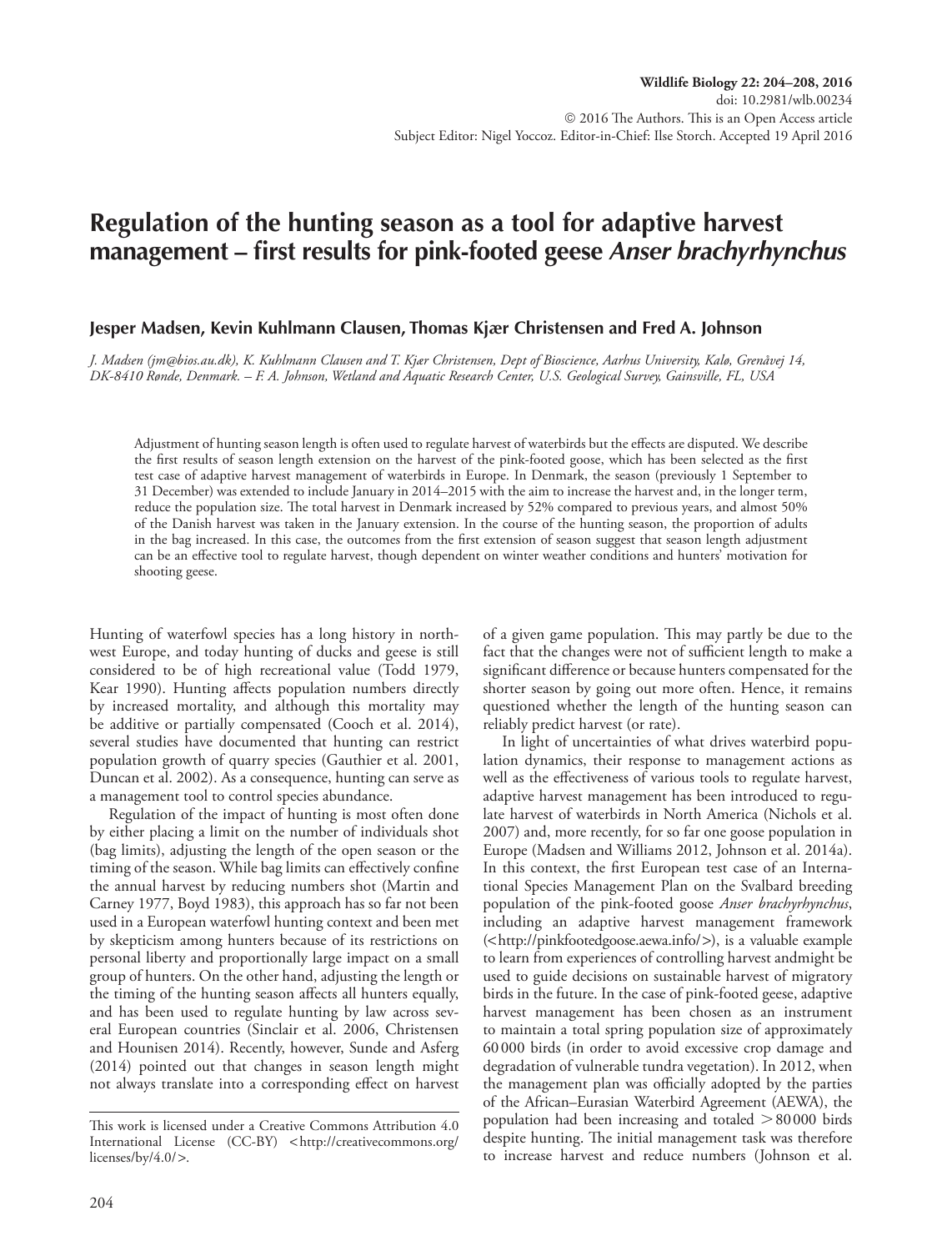# Regulation of the hunting season as a tool for adaptive harvest management – first results for pink-footed geese *Anser brachyrhynchus*

**Jesper Madsen, Kevin Kuhlmann Clausen, Thomas Kjær Christensen and Fred A. Johnson**

*J. Madsen (jm@bios.au.dk), K. Kuhlmann Clausen and T. Kjær Christensen, Dept of Bioscience, Aarhus University, Kalø, Grenåvej 14, DK-8410 Rønde, Denmark. – F. A. Johnson, Wetland and Aquatic Research Center, U.S. Geological Survey, Gainsville, FL, USA*

Adjustment of hunting season length is often used to regulate harvest of waterbirds but the effects are disputed. We describe the first results of season length extension on the harvest of the pink-footed goose, which has been selected as the first test case of adaptive harvest management of waterbirds in Europe. In Denmark, the season (previously 1 September to 31 December) was extended to include January in 2014–2015 with the aim to increase the harvest and, in the longer term, reduce the population size. The total harvest in Denmark increased by 52% compared to previous years, and almost 50% of the Danish harvest was taken in the January extension. In the course of the hunting season, the proportion of adults in the bag increased. In this case, the outcomes from the first extension of season suggest that season length adjustment can be an effective tool to regulate harvest, though dependent on winter weather conditions and hunters' motivation for shooting geese.

Hunting of waterfowl species has a long history in northwest Europe, and today hunting of ducks and geese is still considered to be of high recreational value (Todd 1979, Kear 1990). Hunting affects population numbers directly by increased mortality, and although this mortality may be additive or partially compensated (Cooch et al. 2014), several studies have documented that hunting can restrict population growth of quarry species (Gauthier et al. 2001, Duncan et al. 2002). As a consequence, hunting can serve as a management tool to control species abundance.

Regulation of the impact of hunting is most often done by either placing a limit on the number of individuals shot (bag limits), adjusting the length of the open season or the timing of the season. While bag limits can effectively confine the annual harvest by reducing numbers shot (Martin and Carney 1977, Boyd 1983), this approach has so far not been used in a European waterfowl hunting context and been met by skepticism among hunters because of its restrictions on personal liberty and proportionally large impact on a small group of hunters. On the other hand, adjusting the length or the timing of the hunting season affects all hunters equally, and has been used to regulate hunting by law across several European countries (Sinclair et al. 2006, Christensen and Hounisen 2014). Recently, however, Sunde and Asferg (2014) pointed out that changes in season length might not always translate into a corresponding effect on harvest of a given game population. This may partly be due to the fact that the changes were not of sufficient length to make a significant difference or because hunters compensated for the shorter season by going out more often. Hence, it remains questioned whether the length of the hunting season can reliably predict harvest (or rate).

In light of uncertainties of what drives waterbird population dynamics, their response to management actions as well as the effectiveness of various tools to regulate harvest, adaptive harvest management has been introduced to regulate harvest of waterbirds in North America (Nichols et al. 2007) and, more recently, for so far one goose population in Europe (Madsen and Williams 2012, Johnson et al. 2014a). In this context, the first European test case of an International Species Management Plan on the Svalbard breeding population of the pink-footed goose *Anser brachyrhynchus*, including an adaptive harvest management framework (<http://pinkfootedgoose.aewa.info/>), is a valuable example to learn from experiences of controlling harvest andmight be used to guide decisions on sustainable harvest of migratory birds in the future. In the case of pink-footed geese, adaptive harvest management has been chosen as an instrument to maintain a total spring population size of approximately 60 000 birds (in order to avoid excessive crop damage and degradation of vulnerable tundra vegetation). In 2012, when the management plan was officially adopted by the parties of the African–Eurasian Waterbird Agreement (AEWA), the population had been increasing and totaled > 80 000 birds despite hunting. The initial management task was therefore to increase harvest and reduce numbers (Johnson et al.

This work is licensed under a Creative Commons Attribution 4.0 International License (CC-BY) <http://creativecommons.org/licenses/by/4.0/>.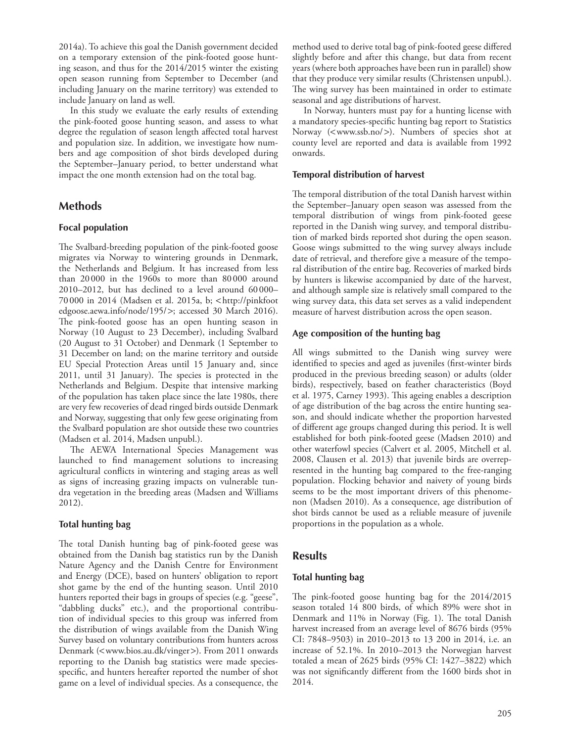2014a). To achieve this goal the Danish government decided on a temporary extension of the pink-footed goose hunting season, and thus for the 2014/2015 winter the existing open season running from September to December (and including January on the marine territory) was extended to include January on land as well.

In this study we evaluate the early results of extending the pink-footed goose hunting season, and assess to what degree the regulation of season length affected total harvest and population size. In addition, we investigate how numbers and age composition of shot birds developed during the September–January period, to better understand what impact the one month extension had on the total bag.

## Methods

### Focal population

The Svalbard-breeding population of the pink-footed goose migrates via Norway to wintering grounds in Denmark, the Netherlands and Belgium. It has increased from less than 20 000 in the 1960s to more than 80 000 around 2010–2012, but has declined to a level around 60 000–70 000 in 2014 (Madsen et al. 2015a, b; <http://pinkfootedgoose.aewa.info/node/195/>; accessed 30 March 2016). The pink-footed goose has an open hunting season in Norway (10 August to 23 December), including Svalbard (20 August to 31 October) and Denmark (1 September to 31 December on land; on the marine territory and outside EU Special Protection Areas until 15 January and, since 2011, until 31 January). The species is protected in the Netherlands and Belgium. Despite that intensive marking of the population has taken place since the late 1980s, there are very few recoveries of dead ringed birds outside Denmark and Norway, suggesting that only few geese originating from the Svalbard population are shot outside these two countries (Madsen et al. 2014, Madsen unpubl.).

The AEWA International Species Management was launched to find management solutions to increasing agricultural conflicts in wintering and staging areas as well as signs of increasing grazing impacts on vulnerable tundra vegetation in the breeding areas (Madsen and Williams 2012).

### Total hunting bag

The total Danish hunting bag of pink-footed geese was obtained from the Danish bag statistics run by the Danish Nature Agency and the Danish Centre for Environment and Energy (DCE), based on hunters' obligation to report shot game by the end of the hunting season. Until 2010 hunters reported their bags in groups of species (e.g. "geese", "dabbling ducks" etc.), and the proportional contribution of individual species to this group was inferred from the distribution of wings available from the Danish Wing Survey based on voluntary contributions from hunters across Denmark (<www.bios.au.dk/vinger>). From 2011 onwards reporting to the Danish bag statistics were made species-specific, and hunters hereafter reported the number of shot game on a level of individual species. As a consequence, the method used to derive total bag of pink-footed geese differed slightly before and after this change, but data from recent years (where both approaches have been run in parallel) show that they produce very similar results (Christensen unpubl.). The wing survey has been maintained in order to estimate seasonal and age distributions of harvest.

In Norway, hunters must pay for a hunting license with a mandatory species-specific hunting bag report to Statistics Norway (<www.ssb.no/>). Numbers of species shot at county level are reported and data is available from 1992 onwards.

### Temporal distribution of harvest

The temporal distribution of the total Danish harvest within the September–January open season was assessed from the temporal distribution of wings from pink-footed geese reported in the Danish wing survey, and temporal distribution of marked birds reported shot during the open season. Goose wings submitted to the wing survey always include date of retrieval, and therefore give a measure of the temporal distribution of the entire bag. Recoveries of marked birds by hunters is likewise accompanied by date of the harvest, and although sample size is relatively small compared to the wing survey data, this data set serves as a valid independent measure of harvest distribution across the open season.

### Age composition of the hunting bag

All wings submitted to the Danish wing survey were identified to species and aged as juveniles (first-winter birds produced in the previous breeding season) or adults (older birds), respectively, based on feather characteristics (Boyd et al. 1975, Carney 1993). This ageing enables a description of age distribution of the bag across the entire hunting season, and should indicate whether the proportion harvested of different age groups changed during this period. It is well established for both pink-footed geese (Madsen 2010) and other waterfowl species (Calvert et al. 2005, Mitchell et al. 2008, Clausen et al. 2013) that juvenile birds are overrepresented in the hunting bag compared to the free-ranging population. Flocking behavior and naivety of young birds seems to be the most important drivers of this phenomenon (Madsen 2010). As a consequence, age distribution of shot birds cannot be used as a reliable measure of juvenile proportions in the population as a whole.

## Results

### Total hunting bag

The pink-footed goose hunting bag for the 2014/2015 season totaled 14 800 birds, of which 89% were shot in Denmark and 11% in Norway (Fig. 1). The total Danish harvest increased from an average level of 8676 birds (95% CI: 7848–9503) in 2010–2013 to 13 200 in 2014, i.e. an increase of 52.1%. In 2010–2013 the Norwegian harvest totaled a mean of 2625 birds (95% CI: 1427–3822) which was not significantly different from the 1600 birds shot in 2014.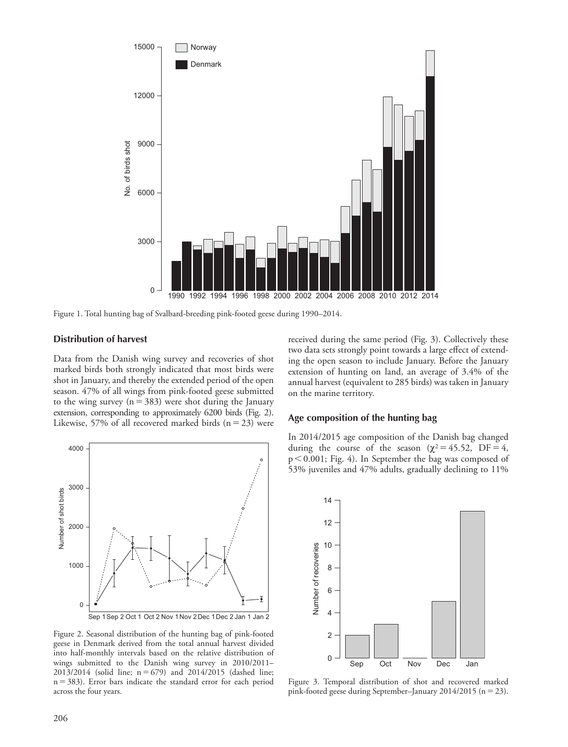Figure 1. Total hunting bag of Svalbard-breeding pink-footed geese during 1990–2014.

## Distribution of harvest

Data from the Danish wing survey and recoveries of shot marked birds both strongly indicated that most birds were shot in January, and thereby the extended period of the open season. 47% of all wings from pink-footed geese submitted to the wing survey (n = 383) were shot during the January extension, corresponding to approximately 6200 birds (Fig. 2). Likewise, 57% of all recovered marked birds (n = 23) were received during the same period (Fig. 3). Collectively these two data sets strongly point towards a large effect of extending the open season to include January. Before the January extension of hunting on land, an average of 3.4% of the annual harvest (equivalent to 285 birds) was taken in January on the marine territory.

Figure 2. Seasonal distribution of the hunting bag of pink-footed geese in Denmark derived from the total annual harvest divided into half-monthly intervals based on the relative distribution of wings submitted to the Danish wing survey in 2010/2011–2013/2014 (solid line; n = 679) and 2014/2015 (dashed line; n = 383). Error bars indicate the standard error for each period across the four years.

## Age composition of the hunting bag

In 2014/2015 age composition of the Danish bag changed during the course of the season ($\chi^2 = 45.52$, DF = 4, $p < 0.001$; Fig. 4). In September the bag was composed of 53% juveniles and 47% adults, gradually declining to 11%

Figure 3. Temporal distribution of shot and recovered marked pink-footed geese during September–January 2014/2015 (n = 23).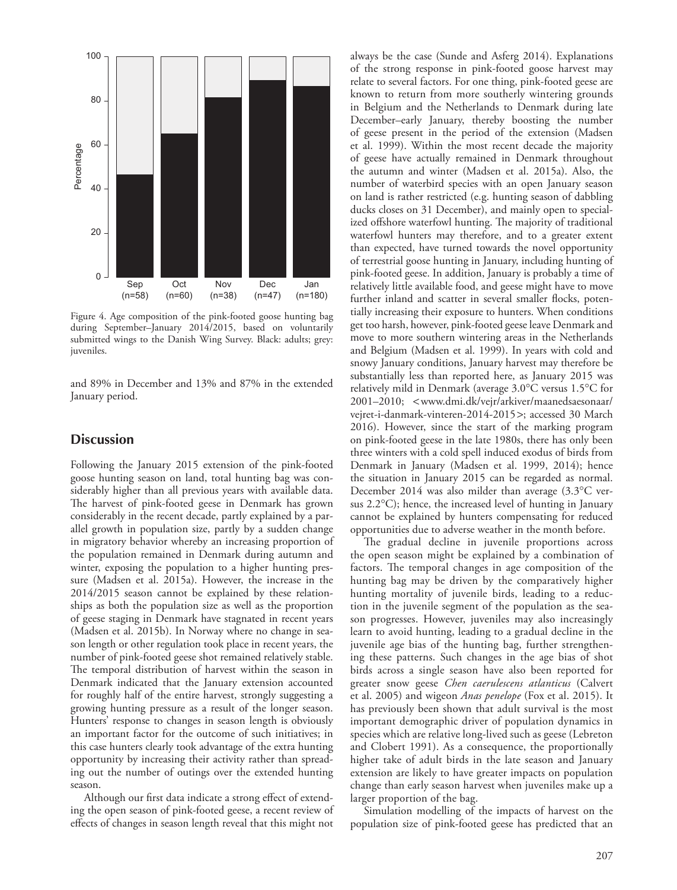Figure 4. Age composition of the pink-footed goose hunting bag during September–January 2014/2015, based on voluntarily submitted wings to the Danish Wing Survey. Black: adults; grey: juveniles.

and 89% in December and 13% and 87% in the extended January period.

## Discussion

Following the January 2015 extension of the pink-footed goose hunting season on land, total hunting bag was considerably higher than all previous years with available data. The harvest of pink-footed geese in Denmark has grown considerably in the recent decade, partly explained by a parallel growth in population size, partly by a sudden change in migratory behavior whereby an increasing proportion of the population remained in Denmark during autumn and winter, exposing the population to a higher hunting pressure (Madsen et al. 2015a). However, the increase in the 2014/2015 season cannot be explained by these relationships as both the population size as well as the proportion of geese staging in Denmark have stagnated in recent years (Madsen et al. 2015b). In Norway where no change in season length or other regulation took place in recent years, the number of pink-footed geese shot remained relatively stable. The temporal distribution of harvest within the season in Denmark indicated that the January extension accounted for roughly half of the entire harvest, strongly suggesting a growing hunting pressure as a result of the longer season. Hunters' response to changes in season length is obviously an important factor for the outcome of such initiatives; in this case hunters clearly took advantage of the extra hunting opportunity by increasing their activity rather than spreading out the number of outings over the extended hunting season.

Although our first data indicate a strong effect of extending the open season of pink-footed geese, a recent review of effects of changes in season length reveal that this might not always be the case (Sunde and Asferg 2014). Explanations of the strong response in pink-footed goose harvest may relate to several factors. For one thing, pink-footed geese are known to return from more southerly wintering grounds in Belgium and the Netherlands to Denmark during late December–early January, thereby boosting the number of geese present in the period of the extension (Madsen et al. 1999). Within the most recent decade the majority of geese have actually remained in Denmark throughout the autumn and winter (Madsen et al. 2015a). Also, the number of waterbird species with an open January season on land is rather restricted (e.g. hunting season of dabbling ducks closes on 31 December), and mainly open to specialized offshore waterfowl hunting. The majority of traditional waterfowl hunters may therefore, and to a greater extent than expected, have turned towards the novel opportunity of terrestrial goose hunting in January, including hunting of pink-footed geese. In addition, January is probably a time of relatively little available food, and geese might have to move further inland and scatter in several smaller flocks, potentially increasing their exposure to hunters. When conditions get too harsh, however, pink-footed geese leave Denmark and move to more southern wintering areas in the Netherlands and Belgium (Madsen et al. 1999). In years with cold and snowy January conditions, January harvest may therefore be substantially less than reported here, as January 2015 was relatively mild in Denmark (average 3.0°C versus 1.5°C for 2001–2010; <www.dmi.dk/vejr/arkiver/maanedsaesonaar/vejret-i-danmark-vinteren-2014-2015>; accessed 30 March 2016). However, since the start of the marking program on pink-footed geese in the late 1980s, there has only been three winters with a cold spell induced exodus of birds from Denmark in January (Madsen et al. 1999, 2014); hence the situation in January 2015 can be regarded as normal. December 2014 was also milder than average (3.3°C versus 2.2°C); hence, the increased level of hunting in January cannot be explained by hunters compensating for reduced opportunities due to adverse weather in the month before.

The gradual decline in juvenile proportions across the open season might be explained by a combination of factors. The temporal changes in age composition of the hunting bag may be driven by the comparatively higher hunting mortality of juvenile birds, leading to a reduction in the juvenile segment of the population as the season progresses. However, juveniles may also increasingly learn to avoid hunting, leading to a gradual decline in the juvenile age bias of the hunting bag, further strengthening these patterns. Such changes in the age bias of shot birds across a single season have also been reported for greater snow geese *Chen caerulescens atlanticus* (Calvert et al. 2005) and wigeon *Anas penelope* (Fox et al. 2015). It has previously been shown that adult survival is the most important demographic driver of population dynamics in species which are relative long-lived such as geese (Lebreton and Clobert 1991). As a consequence, the proportionally higher take of adult birds in the late season and January extension are likely to have greater impacts on population change than early season harvest when juveniles make up a larger proportion of the bag.

Simulation modelling of the impacts of harvest on the population size of pink-footed geese has predicted that an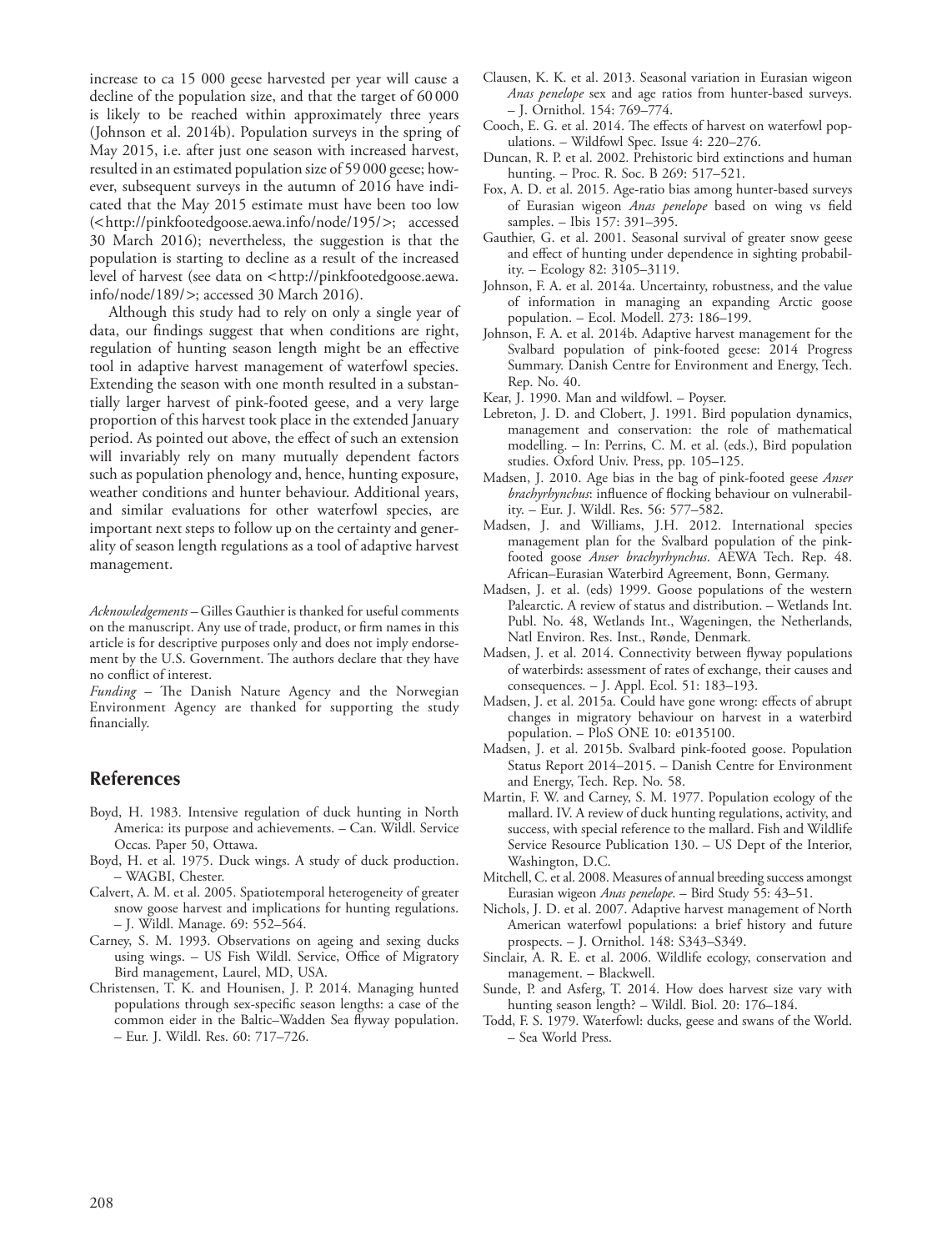increase to ca 15 000 geese harvested per year will cause a decline of the population size, and that the target of 60 000 is likely to be reached within approximately three years (Johnson et al. 2014b). Population surveys in the spring of May 2015, i.e. after just one season with increased harvest, resulted in an estimated population size of 59 000 geese; however, subsequent surveys in the autumn of 2016 have indicated that the May 2015 estimate must have been too low (<http://pinkfootedgoose.aewa.info/node/195/>; accessed 30 March 2016); nevertheless, the suggestion is that the population is starting to decline as a result of the increased level of harvest (see data on <http://pinkfootedgoose.aewa.info/node/189/>; accessed 30 March 2016).

Although this study had to rely on only a single year of data, our findings suggest that when conditions are right, regulation of hunting season length might be an effective tool in adaptive harvest management of waterfowl species. Extending the season with one month resulted in a substantially larger harvest of pink-footed geese, and a very large proportion of this harvest took place in the extended January period. As pointed out above, the effect of such an extension will invariably rely on many mutually dependent factors such as population phenology and, hence, hunting exposure, weather conditions and hunter behaviour. Additional years, and similar evaluations for other waterfowl species, are important next steps to follow up on the certainty and generality of season length regulations as a tool of adaptive harvest management.

*Acknowledgements* – Gilles Gauthier is thanked for useful comments on the manuscript. Any use of trade, product, or firm names in this article is for descriptive purposes only and does not imply endorsement by the U.S. Government. The authors declare that they have no conflict of interest.

*Funding* – The Danish Nature Agency and the Norwegian Environment Agency are thanked for supporting the study financially.

## References

Boyd, H. 1983. Intensive regulation of duck hunting in North America: its purpose and achievements. – Can. Wildl. Service Occas. Paper 50, Ottawa.

Boyd, H. et al. 1975. Duck wings. A study of duck production. – WAGBI, Chester.

Calvert, A. M. et al. 2005. Spatiotemporal heterogeneity of greater snow goose harvest and implications for hunting regulations. – J. Wildl. Manage. 69: 552–564.

Carney, S. M. 1993. Observations on ageing and sexing ducks using wings. – US Fish Wildl. Service, Office of Migratory Bird management, Laurel, MD, USA.

Christensen, T. K. and Hounisen, J. P. 2014. Managing hunted populations through sex-specific season lengths: a case of the common eider in the Baltic–Wadden Sea flyway population. – Eur. J. Wildl. Res. 60: 717–726.

Clausen, K. K. et al. 2013. Seasonal variation in Eurasian wigeon *Anas penelope* sex and age ratios from hunter-based surveys. – J. Ornithol. 154: 769–774.

Cooch, E. G. et al. 2014. The effects of harvest on waterfowl populations. – Wildfowl Spec. Issue 4: 220–276.

Duncan, R. P. et al. 2002. Prehistoric bird extinctions and human hunting. – Proc. R. Soc. B 269: 517–521.

Fox, A. D. et al. 2015. Age-ratio bias among hunter-based surveys of Eurasian wigeon *Anas penelope* based on wing vs field samples. – Ibis 157: 391–395.

Gauthier, G. et al. 2001. Seasonal survival of greater snow geese and effect of hunting under dependence in sighting probability. – Ecology 82: 3105–3119.

Johnson, F. A. et al. 2014a. Uncertainty, robustness, and the value of information in managing an expanding Arctic goose population. – Ecol. Modell. 273: 186–199.

Johnson, F. A. et al. 2014b. Adaptive harvest management for the Svalbard population of pink-footed geese: 2014 Progress Summary. Danish Centre for Environment and Energy, Tech. Rep. No. 40.

Kear, J. 1990. Man and wildfowl. – Poyser.

Lebreton, J. D. and Clobert, J. 1991. Bird population dynamics, management and conservation: the role of mathematical modelling. – In: Perrins, C. M. et al. (eds.), Bird population studies. Oxford Univ. Press, pp. 105–125.

Madsen, J. 2010. Age bias in the bag of pink-footed geese *Anser brachyrhynchus*: influence of flocking behaviour on vulnerability. – Eur. J. Wildl. Res. 56: 577–582.

Madsen, J. and Williams, J.H. 2012. International species management plan for the Svalbard population of the pink-footed goose *Anser brachyrhynchus*. AEWA Tech. Rep. 48. African–Eurasian Waterbird Agreement, Bonn, Germany.

Madsen, J. et al. (eds) 1999. Goose populations of the western Palearctic. A review of status and distribution. – Wetlands Int. Publ. No. 48, Wetlands Int., Wageningen, the Netherlands, Natl Environ. Res. Inst., Rønde, Denmark.

Madsen, J. et al. 2014. Connectivity between flyway populations of waterbirds: assessment of rates of exchange, their causes and consequences. – J. Appl. Ecol. 51: 183–193.

Madsen, J. et al. 2015a. Could have gone wrong: effects of abrupt changes in migratory behaviour on harvest in a waterbird population. – PloS ONE 10: e0135100.

Madsen, J. et al. 2015b. Svalbard pink-footed goose. Population Status Report 2014–2015. – Danish Centre for Environment and Energy, Tech. Rep. No. 58.

Martin, F. W. and Carney, S. M. 1977. Population ecology of the mallard. IV. A review of duck hunting regulations, activity, and success, with special reference to the mallard. Fish and Wildlife Service Resource Publication 130. – US Dept of the Interior, Washington, D.C.

Mitchell, C. et al. 2008. Measures of annual breeding success amongst Eurasian wigeon *Anas penelope*. – Bird Study 55: 43–51.

Nichols, J. D. et al. 2007. Adaptive harvest management of North American waterfowl populations: a brief history and future prospects. – J. Ornithol. 148: S343–S349.

Sinclair, A. R. E. et al. 2006. Wildlife ecology, conservation and management. – Blackwell.

Sunde, P. and Asferg, T. 2014. How does harvest size vary with hunting season length? – Wildl. Biol. 20: 176–184.

Todd, F. S. 1979. Waterfowl: ducks, geese and swans of the World. – Sea World Press.